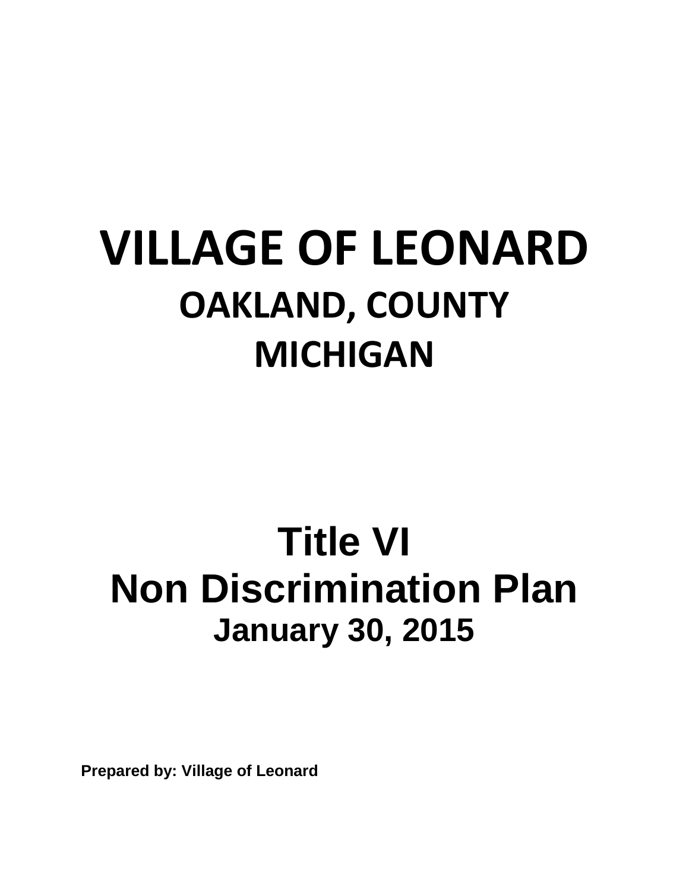# VILLAGE OF LEONARD

## OAKLAND, COUNTY

## MICHIGAN

# Title VI

# Non Discrimination Plan

## January 30, 2015

**Prepared by: Village of Leonard**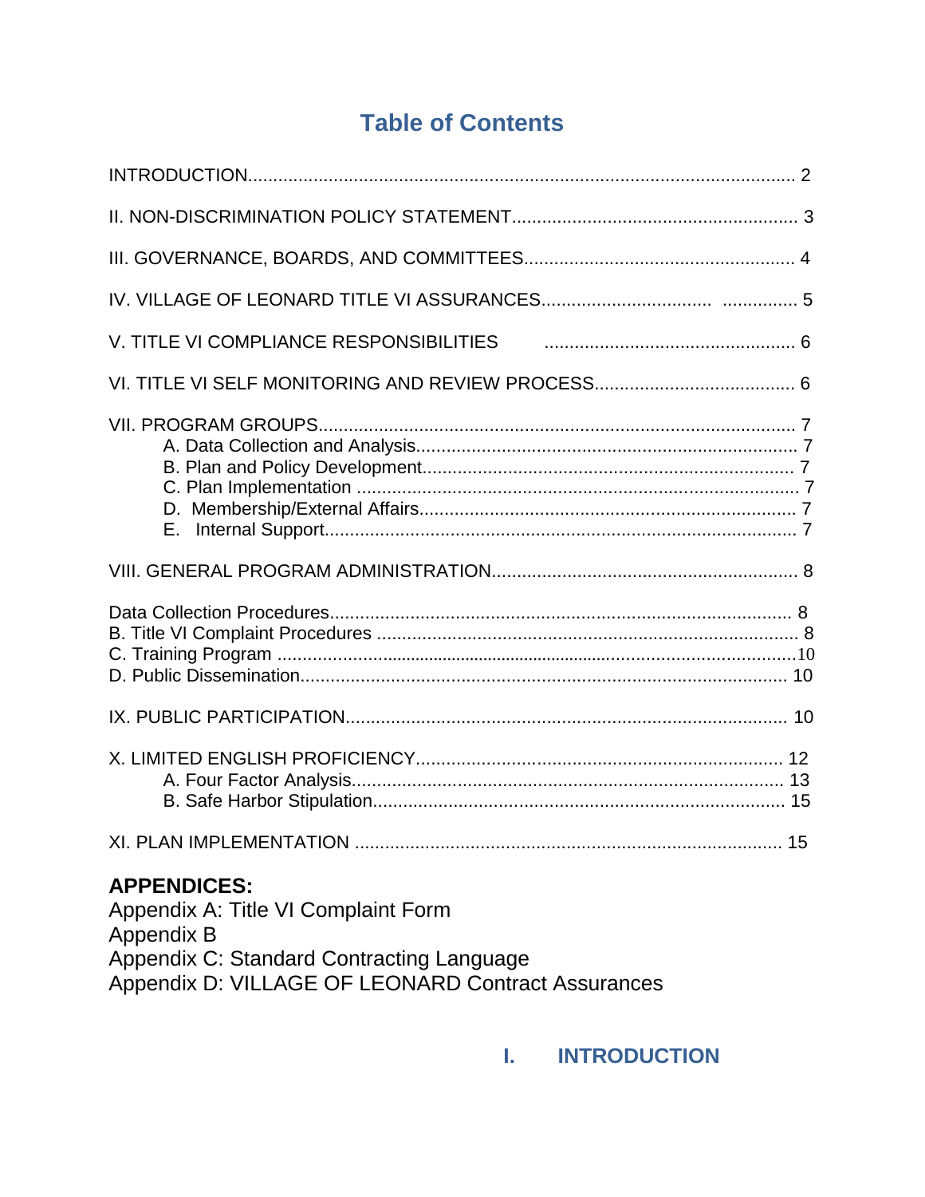# Table of Contents

INTRODUCTION............................................................................................................ 2

II. NON-DISCRIMINATION POLICY STATEMENT......................................................... 3

III. GOVERNANCE, BOARDS, AND COMMITTEES..................................................... 4

IV. VILLAGE OF LEONARD TITLE VI ASSURANCES.................................. ............... 5

V. TITLE VI COMPLIANCE RESPONSIBILITIES .................................................. 6

VI. TITLE VI SELF MONITORING AND REVIEW PROCESS....................................... 6

VII. PROGRAM GROUPS.............................................................................................. 7
- A. Data Collection and Analysis........................................................................... 7
- B. Plan and Policy Development.......................................................................... 7
- C. Plan Implementation ........................................................................................ 7
- D. Membership/External Affairs........................................................................... 7
- E. Internal Support............................................................................................. 7

VIII. GENERAL PROGRAM ADMINISTRATION............................................................ 8

Data Collection Procedures........................................................................................... 8
B. Title VI Complaint Procedures .................................................................................... 8
C. Training Program ..........................................................................................................10
D. Public Dissemination................................................................................................. 10

IX. PUBLIC PARTICIPATION........................................................................................ 10

X. LIMITED ENGLISH PROFICIENCY......................................................................... 12
- A. Four Factor Analysis...................................................................................... 13
- B. Safe Harbor Stipulation.................................................................................. 15

XI. PLAN IMPLEMENTATION ..................................................................................... 15

**APPENDICES:**

Appendix A: Title VI Complaint Form
Appendix B
Appendix C: Standard Contracting Language
Appendix D: VILLAGE OF LEONARD Contract Assurances

# I. INTRODUCTION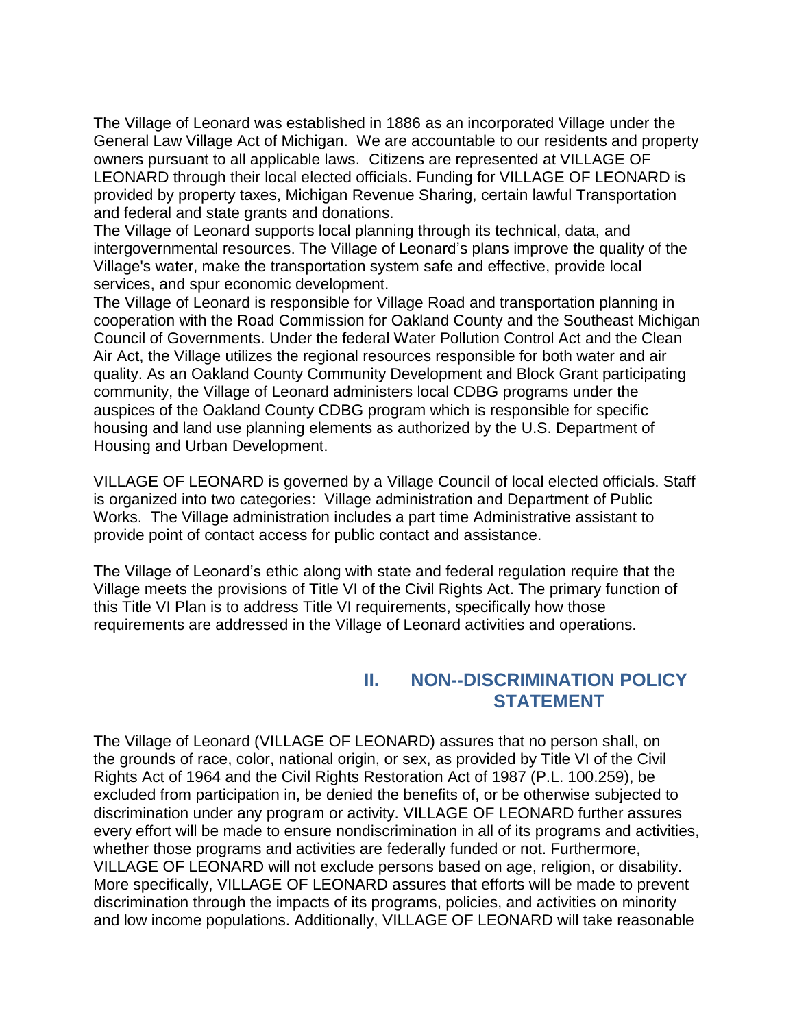The Village of Leonard was established in 1886 as an incorporated Village under the General Law Village Act of Michigan. We are accountable to our residents and property owners pursuant to all applicable laws. Citizens are represented at VILLAGE OF LEONARD through their local elected officials. Funding for VILLAGE OF LEONARD is provided by property taxes, Michigan Revenue Sharing, certain lawful Transportation and federal and state grants and donations.

The Village of Leonard supports local planning through its technical, data, and intergovernmental resources. The Village of Leonard's plans improve the quality of the Village's water, make the transportation system safe and effective, provide local services, and spur economic development.

The Village of Leonard is responsible for Village Road and transportation planning in cooperation with the Road Commission for Oakland County and the Southeast Michigan Council of Governments. Under the federal Water Pollution Control Act and the Clean Air Act, the Village utilizes the regional resources responsible for both water and air quality. As an Oakland County Community Development and Block Grant participating community, the Village of Leonard administers local CDBG programs under the auspices of the Oakland County CDBG program which is responsible for specific housing and land use planning elements as authorized by the U.S. Department of Housing and Urban Development.

VILLAGE OF LEONARD is governed by a Village Council of local elected officials. Staff is organized into two categories: Village administration and Department of Public Works. The Village administration includes a part time Administrative assistant to provide point of contact access for public contact and assistance.

The Village of Leonard's ethic along with state and federal regulation require that the Village meets the provisions of Title VI of the Civil Rights Act. The primary function of this Title VI Plan is to address Title VI requirements, specifically how those requirements are addressed in the Village of Leonard activities and operations.

## II. NON--DISCRIMINATION POLICY STATEMENT

The Village of Leonard (VILLAGE OF LEONARD) assures that no person shall, on the grounds of race, color, national origin, or sex, as provided by Title VI of the Civil Rights Act of 1964 and the Civil Rights Restoration Act of 1987 (P.L. 100.259), be excluded from participation in, be denied the benefits of, or be otherwise subjected to discrimination under any program or activity. VILLAGE OF LEONARD further assures every effort will be made to ensure nondiscrimination in all of its programs and activities, whether those programs and activities are federally funded or not. Furthermore, VILLAGE OF LEONARD will not exclude persons based on age, religion, or disability. More specifically, VILLAGE OF LEONARD assures that efforts will be made to prevent discrimination through the impacts of its programs, policies, and activities on minority and low income populations. Additionally, VILLAGE OF LEONARD will take reasonable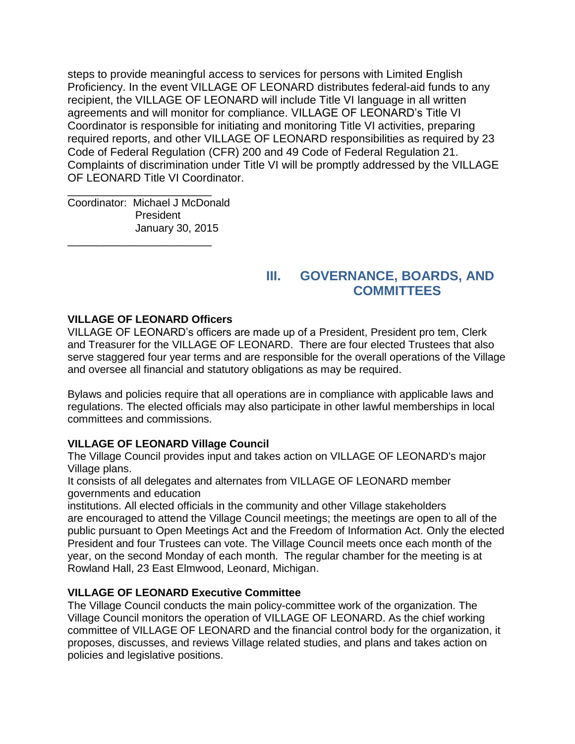steps to provide meaningful access to services for persons with Limited English Proficiency. In the event VILLAGE OF LEONARD distributes federal-aid funds to any recipient, the VILLAGE OF LEONARD will include Title VI language in all written agreements and will monitor for compliance. VILLAGE OF LEONARD's Title VI Coordinator is responsible for initiating and monitoring Title VI activities, preparing required reports, and other VILLAGE OF LEONARD responsibilities as required by 23 Code of Federal Regulation (CFR) 200 and 49 Code of Federal Regulation 21. Complaints of discrimination under Title VI will be promptly addressed by the VILLAGE OF LEONARD Title VI Coordinator.

_______________________
Coordinator: Michael J McDonald
President
January 30, 2015
_______________________

## III. GOVERNANCE, BOARDS, AND COMMITTEES

**VILLAGE OF LEONARD Officers**

VILLAGE OF LEONARD's officers are made up of a President, President pro tem, Clerk and Treasurer for the VILLAGE OF LEONARD. There are four elected Trustees that also serve staggered four year terms and are responsible for the overall operations of the Village and oversee all financial and statutory obligations as may be required.

Bylaws and policies require that all operations are in compliance with applicable laws and regulations. The elected officials may also participate in other lawful memberships in local committees and commissions.

**VILLAGE OF LEONARD Village Council**

The Village Council provides input and takes action on VILLAGE OF LEONARD's major Village plans.

It consists of all delegates and alternates from VILLAGE OF LEONARD member governments and education institutions. All elected officials in the community and other Village stakeholders are encouraged to attend the Village Council meetings; the meetings are open to all of the public pursuant to Open Meetings Act and the Freedom of Information Act. Only the elected President and four Trustees can vote. The Village Council meets once each month of the year, on the second Monday of each month. The regular chamber for the meeting is at Rowland Hall, 23 East Elmwood, Leonard, Michigan.

**VILLAGE OF LEONARD Executive Committee**

The Village Council conducts the main policy-committee work of the organization. The Village Council monitors the operation of VILLAGE OF LEONARD. As the chief working committee of VILLAGE OF LEONARD and the financial control body for the organization, it proposes, discusses, and reviews Village related studies, and plans and takes action on policies and legislative positions.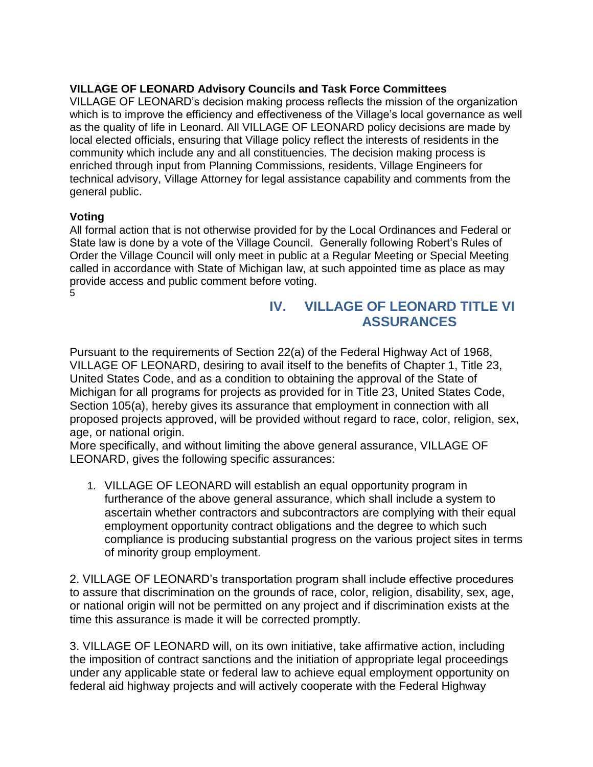**VILLAGE OF LEONARD Advisory Councils and Task Force Committees**

VILLAGE OF LEONARD's decision making process reflects the mission of the organization which is to improve the efficiency and effectiveness of the Village's local governance as well as the quality of life in Leonard. All VILLAGE OF LEONARD policy decisions are made by local elected officials, ensuring that Village policy reflect the interests of residents in the community which include any and all constituencies. The decision making process is enriched through input from Planning Commissions, residents, Village Engineers for technical advisory, Village Attorney for legal assistance capability and comments from the general public.

**Voting**

All formal action that is not otherwise provided for by the Local Ordinances and Federal or State law is done by a vote of the Village Council. Generally following Robert's Rules of Order the Village Council will only meet in public at a Regular Meeting or Special Meeting called in accordance with State of Michigan law, at such appointed time as place as may provide access and public comment before voting.

## IV. VILLAGE OF LEONARD TITLE VI ASSURANCES

Pursuant to the requirements of Section 22(a) of the Federal Highway Act of 1968, VILLAGE OF LEONARD, desiring to avail itself to the benefits of Chapter 1, Title 23, United States Code, and as a condition to obtaining the approval of the State of Michigan for all programs for projects as provided for in Title 23, United States Code, Section 105(a), hereby gives its assurance that employment in connection with all proposed projects approved, will be provided without regard to race, color, religion, sex, age, or national origin.

More specifically, and without limiting the above general assurance, VILLAGE OF LEONARD, gives the following specific assurances:

1. VILLAGE OF LEONARD will establish an equal opportunity program in furtherance of the above general assurance, which shall include a system to ascertain whether contractors and subcontractors are complying with their equal employment opportunity contract obligations and the degree to which such compliance is producing substantial progress on the various project sites in terms of minority group employment.

2. VILLAGE OF LEONARD's transportation program shall include effective procedures to assure that discrimination on the grounds of race, color, religion, disability, sex, age, or national origin will not be permitted on any project and if discrimination exists at the time this assurance is made it will be corrected promptly.

3. VILLAGE OF LEONARD will, on its own initiative, take affirmative action, including the imposition of contract sanctions and the initiation of appropriate legal proceedings under any applicable state or federal law to achieve equal employment opportunity on federal aid highway projects and will actively cooperate with the Federal Highway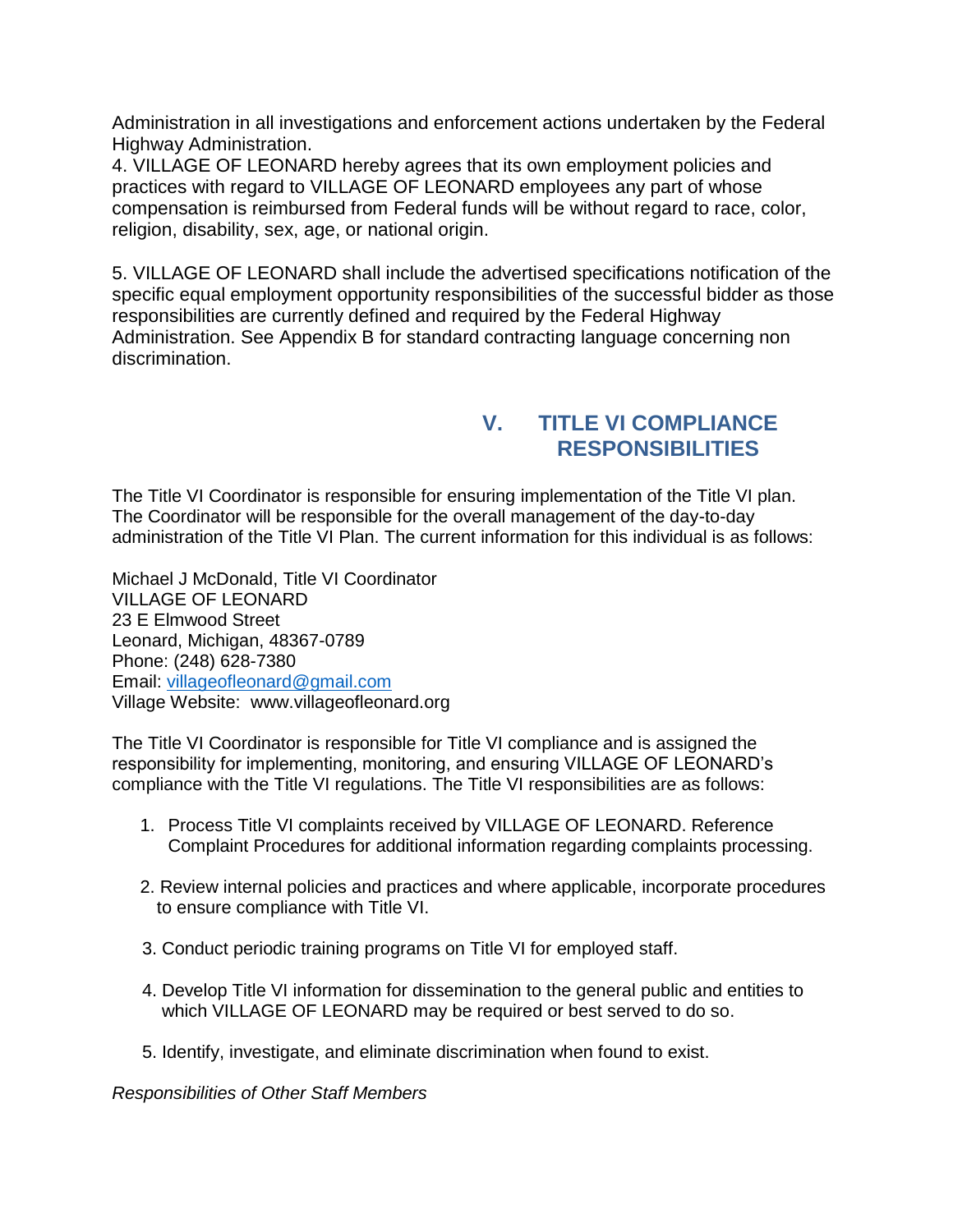Administration in all investigations and enforcement actions undertaken by the Federal Highway Administration.

4. VILLAGE OF LEONARD hereby agrees that its own employment policies and practices with regard to VILLAGE OF LEONARD employees any part of whose compensation is reimbursed from Federal funds will be without regard to race, color, religion, disability, sex, age, or national origin.

5. VILLAGE OF LEONARD shall include the advertised specifications notification of the specific equal employment opportunity responsibilities of the successful bidder as those responsibilities are currently defined and required by the Federal Highway Administration. See Appendix B for standard contracting language concerning non discrimination.

## V. TITLE VI COMPLIANCE RESPONSIBILITIES

The Title VI Coordinator is responsible for ensuring implementation of the Title VI plan. The Coordinator will be responsible for the overall management of the day-to-day administration of the Title VI Plan. The current information for this individual is as follows:

Michael J McDonald, Title VI Coordinator
VILLAGE OF LEONARD
23 E Elmwood Street
Leonard, Michigan, 48367-0789
Phone: (248) 628-7380
Email: villageofleonard@gmail.com
Village Website: www.villageofleonard.org

The Title VI Coordinator is responsible for Title VI compliance and is assigned the responsibility for implementing, monitoring, and ensuring VILLAGE OF LEONARD's compliance with the Title VI regulations. The Title VI responsibilities are as follows:

1. Process Title VI complaints received by VILLAGE OF LEONARD. Reference Complaint Procedures for additional information regarding complaints processing.

2. Review internal policies and practices and where applicable, incorporate procedures to ensure compliance with Title VI.

3. Conduct periodic training programs on Title VI for employed staff.

4. Develop Title VI information for dissemination to the general public and entities to which VILLAGE OF LEONARD may be required or best served to do so.

5. Identify, investigate, and eliminate discrimination when found to exist.

*Responsibilities of Other Staff Members*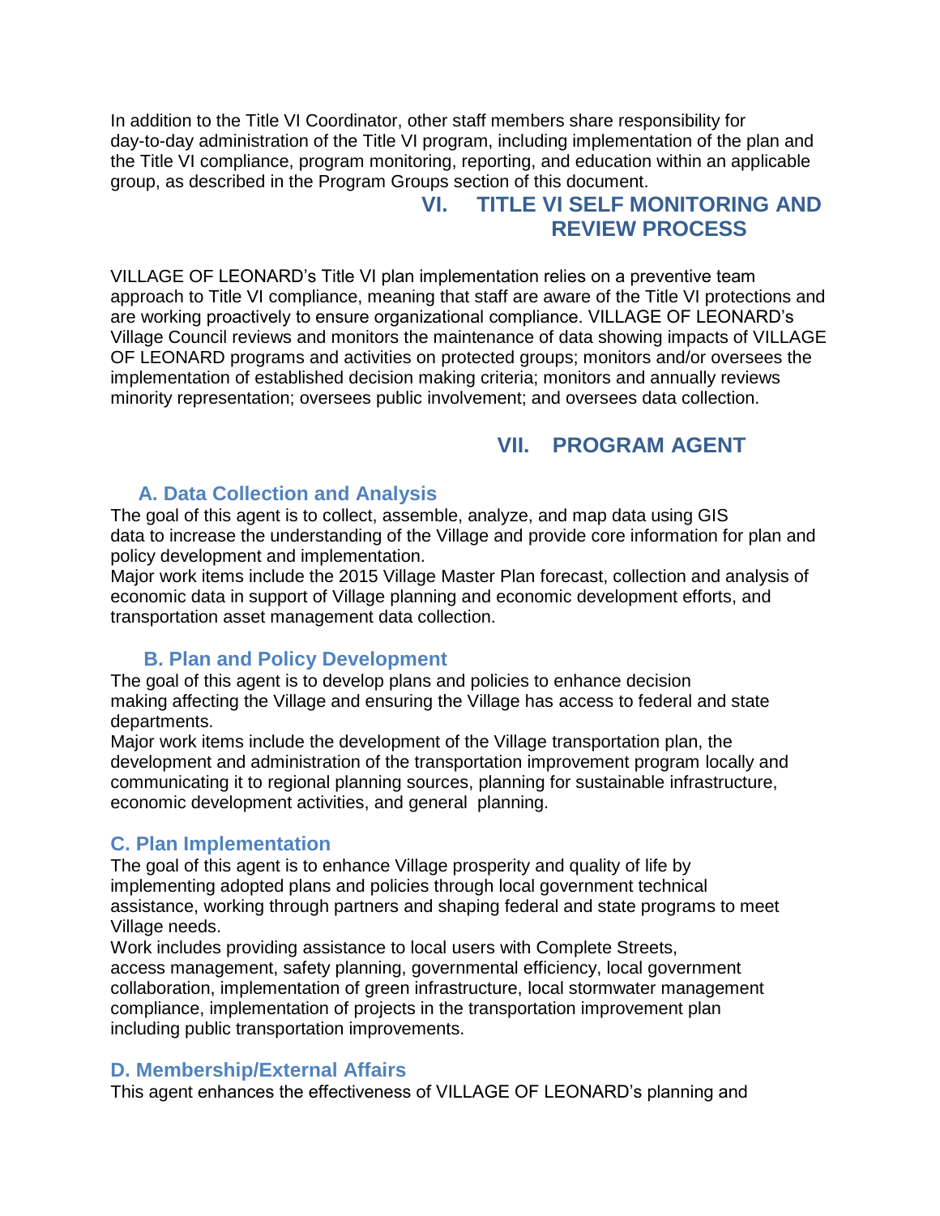In addition to the Title VI Coordinator, other staff members share responsibility for day-to-day administration of the Title VI program, including implementation of the plan and the Title VI compliance, program monitoring, reporting, and education within an applicable group, as described in the Program Groups section of this document.

## VI. TITLE VI SELF MONITORING AND REVIEW PROCESS

VILLAGE OF LEONARD's Title VI plan implementation relies on a preventive team approach to Title VI compliance, meaning that staff are aware of the Title VI protections and are working proactively to ensure organizational compliance. VILLAGE OF LEONARD's Village Council reviews and monitors the maintenance of data showing impacts of VILLAGE OF LEONARD programs and activities on protected groups; monitors and/or oversees the implementation of established decision making criteria; monitors and annually reviews minority representation; oversees public involvement; and oversees data collection.

## VII. PROGRAM AGENT

### A. Data Collection and Analysis

The goal of this agent is to collect, assemble, analyze, and map data using GIS data to increase the understanding of the Village and provide core information for plan and policy development and implementation.
Major work items include the 2015 Village Master Plan forecast, collection and analysis of economic data in support of Village planning and economic development efforts, and transportation asset management data collection.

### B. Plan and Policy Development

The goal of this agent is to develop plans and policies to enhance decision making affecting the Village and ensuring the Village has access to federal and state departments.
Major work items include the development of the Village transportation plan, the development and administration of the transportation improvement program locally and communicating it to regional planning sources, planning for sustainable infrastructure, economic development activities, and general planning.

### C. Plan Implementation

The goal of this agent is to enhance Village prosperity and quality of life by implementing adopted plans and policies through local government technical assistance, working through partners and shaping federal and state programs to meet Village needs.
Work includes providing assistance to local users with Complete Streets, access management, safety planning, governmental efficiency, local government collaboration, implementation of green infrastructure, local stormwater management compliance, implementation of projects in the transportation improvement plan including public transportation improvements.

### D. Membership/External Affairs

This agent enhances the effectiveness of VILLAGE OF LEONARD's planning and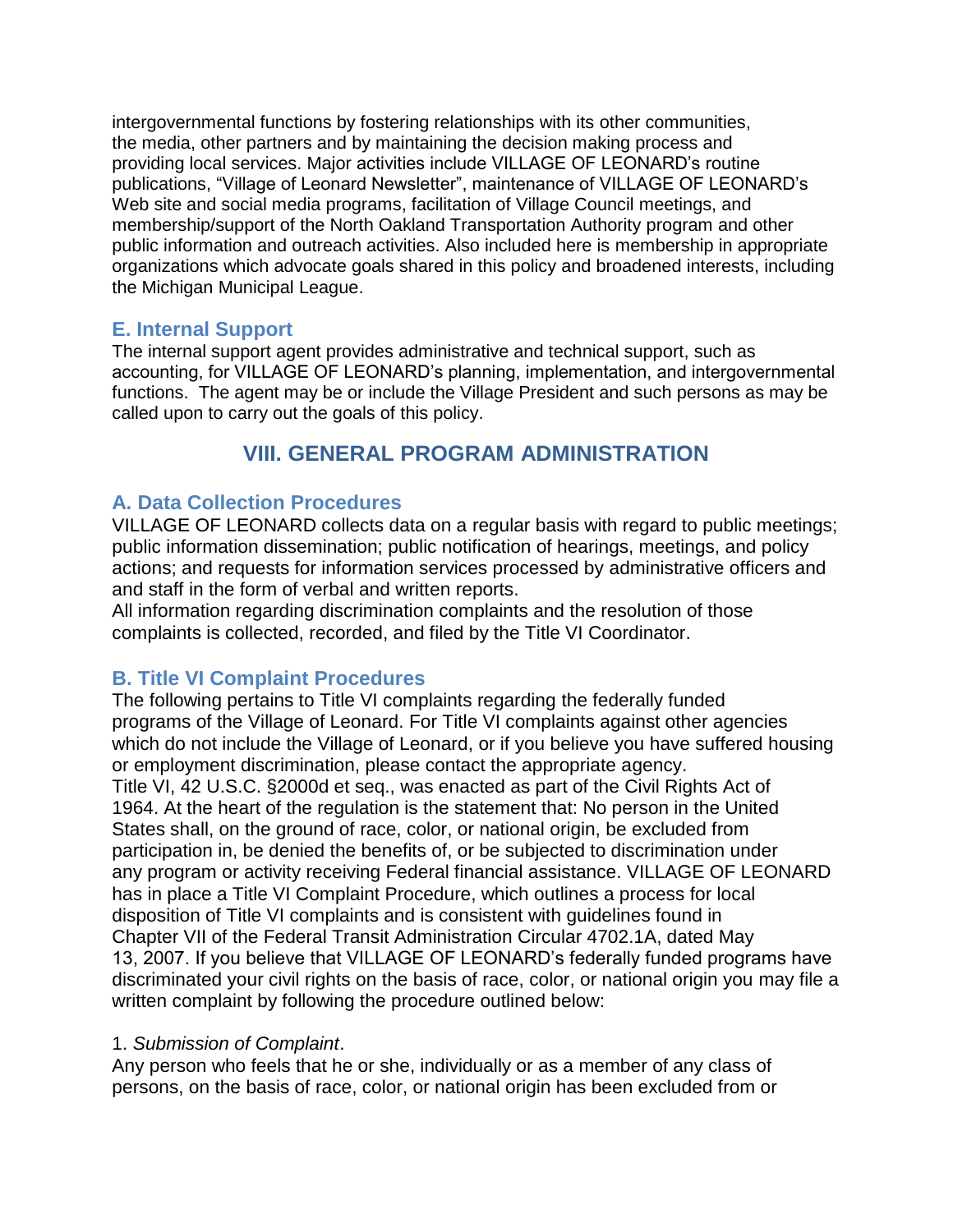intergovernmental functions by fostering relationships with its other communities, the media, other partners and by maintaining the decision making process and providing local services. Major activities include VILLAGE OF LEONARD's routine publications, "Village of Leonard Newsletter", maintenance of VILLAGE OF LEONARD's Web site and social media programs, facilitation of Village Council meetings, and membership/support of the North Oakland Transportation Authority program and other public information and outreach activities. Also included here is membership in appropriate organizations which advocate goals shared in this policy and broadened interests, including the Michigan Municipal League.

### E. Internal Support

The internal support agent provides administrative and technical support, such as accounting, for VILLAGE OF LEONARD's planning, implementation, and intergovernmental functions. The agent may be or include the Village President and such persons as may be called upon to carry out the goals of this policy.

## VIII. GENERAL PROGRAM ADMINISTRATION

### A. Data Collection Procedures

VILLAGE OF LEONARD collects data on a regular basis with regard to public meetings; public information dissemination; public notification of hearings, meetings, and policy actions; and requests for information services processed by administrative officers and and staff in the form of verbal and written reports.

All information regarding discrimination complaints and the resolution of those complaints is collected, recorded, and filed by the Title VI Coordinator.

### B. Title VI Complaint Procedures

The following pertains to Title VI complaints regarding the federally funded programs of the Village of Leonard. For Title VI complaints against other agencies which do not include the Village of Leonard, or if you believe you have suffered housing or employment discrimination, please contact the appropriate agency.

Title VI, 42 U.S.C. §2000d et seq., was enacted as part of the Civil Rights Act of 1964. At the heart of the regulation is the statement that: No person in the United States shall, on the ground of race, color, or national origin, be excluded from participation in, be denied the benefits of, or be subjected to discrimination under any program or activity receiving Federal financial assistance. VILLAGE OF LEONARD has in place a Title VI Complaint Procedure, which outlines a process for local disposition of Title VI complaints and is consistent with guidelines found in Chapter VII of the Federal Transit Administration Circular 4702.1A, dated May 13, 2007. If you believe that VILLAGE OF LEONARD's federally funded programs have discriminated your civil rights on the basis of race, color, or national origin you may file a written complaint by following the procedure outlined below:

1. *Submission of Complaint*.

Any person who feels that he or she, individually or as a member of any class of persons, on the basis of race, color, or national origin has been excluded from or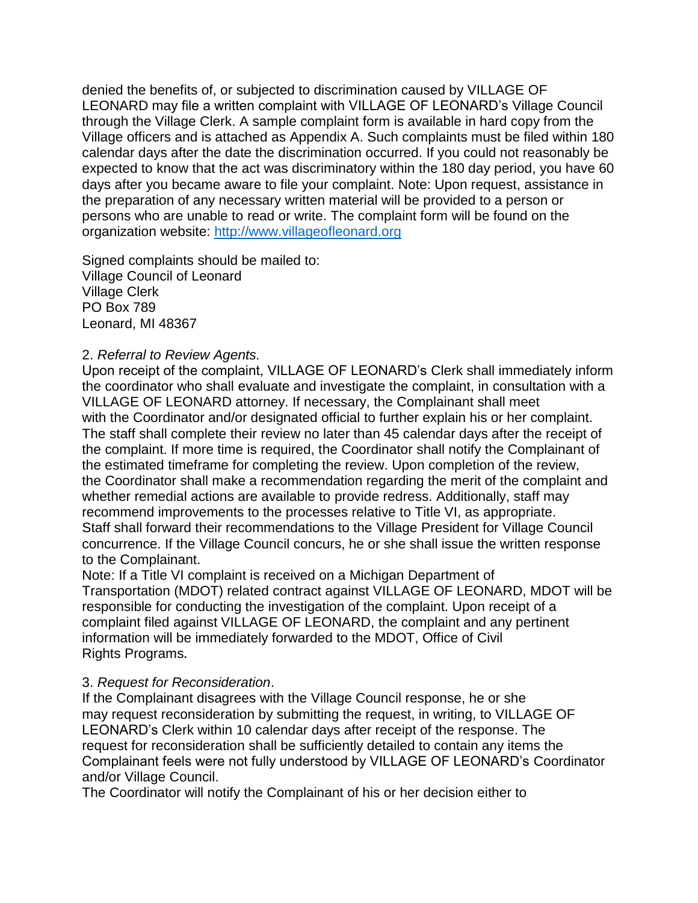denied the benefits of, or subjected to discrimination caused by VILLAGE OF LEONARD may file a written complaint with VILLAGE OF LEONARD's Village Council through the Village Clerk. A sample complaint form is available in hard copy from the Village officers and is attached as Appendix A. Such complaints must be filed within 180 calendar days after the date the discrimination occurred. If you could not reasonably be expected to know that the act was discriminatory within the 180 day period, you have 60 days after you became aware to file your complaint. Note: Upon request, assistance in the preparation of any necessary written material will be provided to a person or persons who are unable to read or write. The complaint form will be found on the organization website: [http://www.villageofleonard.org](http://www.villageofleonard.org)

Signed complaints should be mailed to:
Village Council of Leonard
Village Clerk
PO Box 789
Leonard, MI 48367

2. *Referral to Review Agents.*
Upon receipt of the complaint, VILLAGE OF LEONARD's Clerk shall immediately inform the coordinator who shall evaluate and investigate the complaint, in consultation with a VILLAGE OF LEONARD attorney. If necessary, the Complainant shall meet with the Coordinator and/or designated official to further explain his or her complaint. The staff shall complete their review no later than 45 calendar days after the receipt of the complaint. If more time is required, the Coordinator shall notify the Complainant of the estimated timeframe for completing the review. Upon completion of the review, the Coordinator shall make a recommendation regarding the merit of the complaint and whether remedial actions are available to provide redress. Additionally, staff may recommend improvements to the processes relative to Title VI, as appropriate. Staff shall forward their recommendations to the Village President for Village Council concurrence. If the Village Council concurs, he or she shall issue the written response to the Complainant.
Note: If a Title VI complaint is received on a Michigan Department of Transportation (MDOT) related contract against VILLAGE OF LEONARD, MDOT will be responsible for conducting the investigation of the complaint. Upon receipt of a complaint filed against VILLAGE OF LEONARD, the complaint and any pertinent information will be immediately forwarded to the MDOT, Office of Civil Rights Programs.

3. *Request for Reconsideration*.
If the Complainant disagrees with the Village Council response, he or she may request reconsideration by submitting the request, in writing, to VILLAGE OF LEONARD's Clerk within 10 calendar days after receipt of the response. The request for reconsideration shall be sufficiently detailed to contain any items the Complainant feels were not fully understood by VILLAGE OF LEONARD's Coordinator and/or Village Council.
The Coordinator will notify the Complainant of his or her decision either to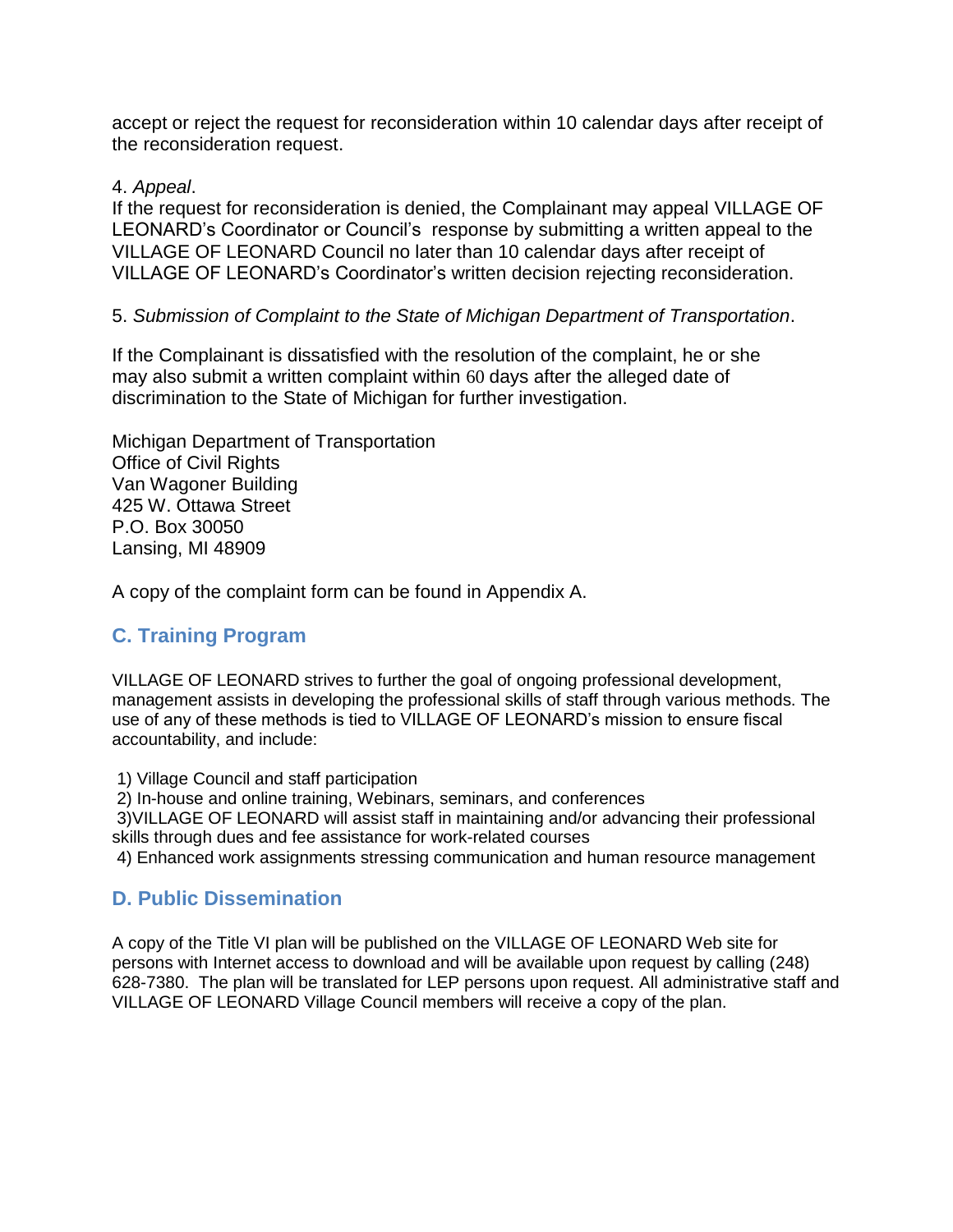accept or reject the request for reconsideration within 10 calendar days after receipt of the reconsideration request.

4. *Appeal*.
If the request for reconsideration is denied, the Complainant may appeal VILLAGE OF LEONARD's Coordinator or Council's response by submitting a written appeal to the VILLAGE OF LEONARD Council no later than 10 calendar days after receipt of VILLAGE OF LEONARD's Coordinator's written decision rejecting reconsideration.

5. *Submission of Complaint to the State of Michigan Department of Transportation*.

If the Complainant is dissatisfied with the resolution of the complaint, he or she may also submit a written complaint within 60 days after the alleged date of discrimination to the State of Michigan for further investigation.

Michigan Department of Transportation
Office of Civil Rights
Van Wagoner Building
425 W. Ottawa Street
P.O. Box 30050
Lansing, MI 48909

A copy of the complaint form can be found in Appendix A.

## C. Training Program

VILLAGE OF LEONARD strives to further the goal of ongoing professional development, management assists in developing the professional skills of staff through various methods. The use of any of these methods is tied to VILLAGE OF LEONARD's mission to ensure fiscal accountability, and include:

1) Village Council and staff participation
2) In-house and online training, Webinars, seminars, and conferences
3)VILLAGE OF LEONARD will assist staff in maintaining and/or advancing their professional skills through dues and fee assistance for work-related courses
4) Enhanced work assignments stressing communication and human resource management

## D. Public Dissemination

A copy of the Title VI plan will be published on the VILLAGE OF LEONARD Web site for persons with Internet access to download and will be available upon request by calling (248) 628-7380. The plan will be translated for LEP persons upon request. All administrative staff and VILLAGE OF LEONARD Village Council members will receive a copy of the plan.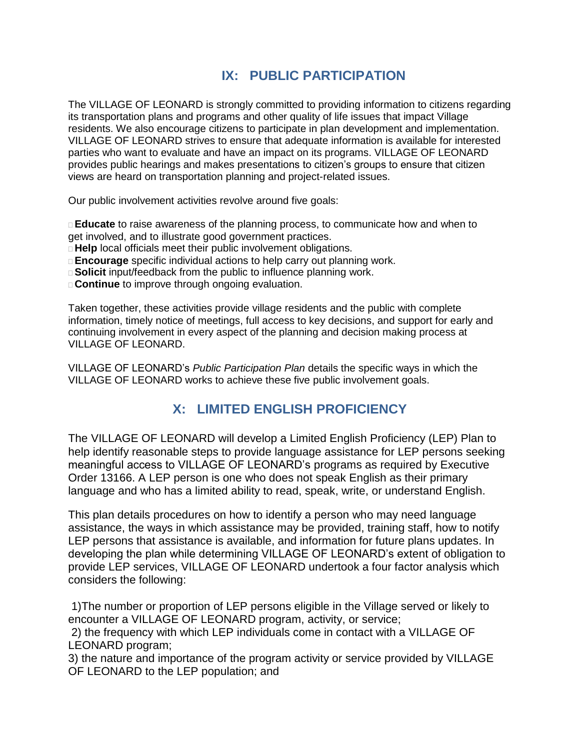## IX: PUBLIC PARTICIPATION

The VILLAGE OF LEONARD is strongly committed to providing information to citizens regarding its transportation plans and programs and other quality of life issues that impact Village residents. We also encourage citizens to participate in plan development and implementation. VILLAGE OF LEONARD strives to ensure that adequate information is available for interested parties who want to evaluate and have an impact on its programs. VILLAGE OF LEONARD provides public hearings and makes presentations to citizen's groups to ensure that citizen views are heard on transportation planning and project-related issues.

Our public involvement activities revolve around five goals:

- **Educate** to raise awareness of the planning process, to communicate how and when to get involved, and to illustrate good government practices.
- **Help** local officials meet their public involvement obligations.
- **Encourage** specific individual actions to help carry out planning work.
- **Solicit** input/feedback from the public to influence planning work.
- **Continue** to improve through ongoing evaluation.

Taken together, these activities provide village residents and the public with complete information, timely notice of meetings, full access to key decisions, and support for early and continuing involvement in every aspect of the planning and decision making process at VILLAGE OF LEONARD.

VILLAGE OF LEONARD's *Public Participation Plan* details the specific ways in which the VILLAGE OF LEONARD works to achieve these five public involvement goals.

## X: LIMITED ENGLISH PROFICIENCY

The VILLAGE OF LEONARD will develop a Limited English Proficiency (LEP) Plan to help identify reasonable steps to provide language assistance for LEP persons seeking meaningful access to VILLAGE OF LEONARD's programs as required by Executive Order 13166. A LEP person is one who does not speak English as their primary language and who has a limited ability to read, speak, write, or understand English.

This plan details procedures on how to identify a person who may need language assistance, the ways in which assistance may be provided, training staff, how to notify LEP persons that assistance is available, and information for future plans updates. In developing the plan while determining VILLAGE OF LEONARD's extent of obligation to provide LEP services, VILLAGE OF LEONARD undertook a four factor analysis which considers the following:

1)The number or proportion of LEP persons eligible in the Village served or likely to encounter a VILLAGE OF LEONARD program, activity, or service;
2) the frequency with which LEP individuals come in contact with a VILLAGE OF LEONARD program;
3) the nature and importance of the program activity or service provided by VILLAGE OF LEONARD to the LEP population; and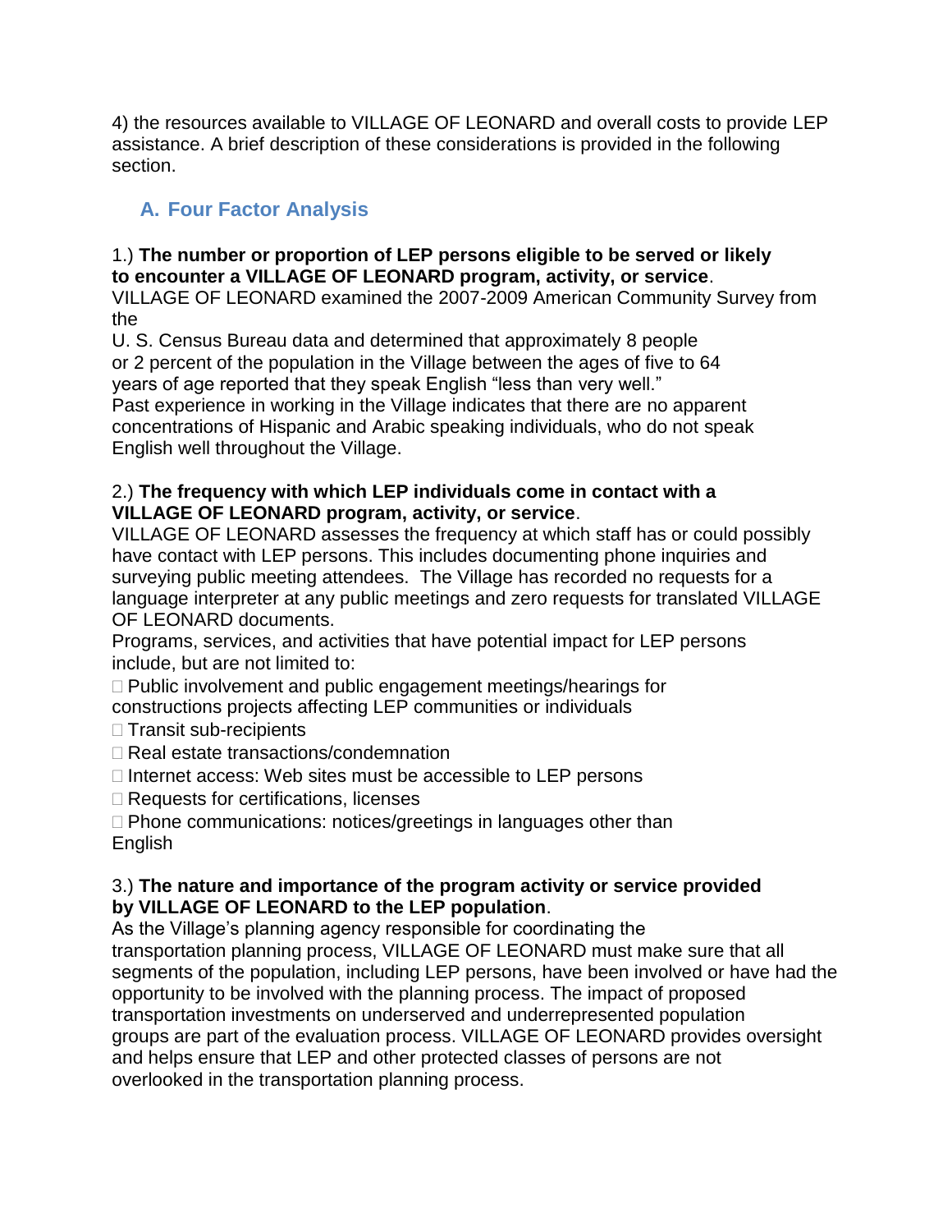4) the resources available to VILLAGE OF LEONARD and overall costs to provide LEP assistance. A brief description of these considerations is provided in the following section.

## A. Four Factor Analysis

1.) **The number or proportion of LEP persons eligible to be served or likely to encounter a VILLAGE OF LEONARD program, activity, or service**.
VILLAGE OF LEONARD examined the 2007-2009 American Community Survey from the
U. S. Census Bureau data and determined that approximately 8 people or 2 percent of the population in the Village between the ages of five to 64 years of age reported that they speak English "less than very well."
Past experience in working in the Village indicates that there are no apparent concentrations of Hispanic and Arabic speaking individuals, who do not speak English well throughout the Village.

2.) **The frequency with which LEP individuals come in contact with a VILLAGE OF LEONARD program, activity, or service**.
VILLAGE OF LEONARD assesses the frequency at which staff has or could possibly have contact with LEP persons. This includes documenting phone inquiries and surveying public meeting attendees. The Village has recorded no requests for a language interpreter at any public meetings and zero requests for translated VILLAGE OF LEONARD documents.
Programs, services, and activities that have potential impact for LEP persons include, but are not limited to:

- Public involvement and public engagement meetings/hearings for constructions projects affecting LEP communities or individuals
- Transit sub-recipients
- Real estate transactions/condemnation
- Internet access: Web sites must be accessible to LEP persons
- Requests for certifications, licenses
- Phone communications: notices/greetings in languages other than English

3.) **The nature and importance of the program activity or service provided by VILLAGE OF LEONARD to the LEP population**.
As the Village's planning agency responsible for coordinating the transportation planning process, VILLAGE OF LEONARD must make sure that all segments of the population, including LEP persons, have been involved or have had the opportunity to be involved with the planning process. The impact of proposed transportation investments on underserved and underrepresented population groups are part of the evaluation process. VILLAGE OF LEONARD provides oversight and helps ensure that LEP and other protected classes of persons are not overlooked in the transportation planning process.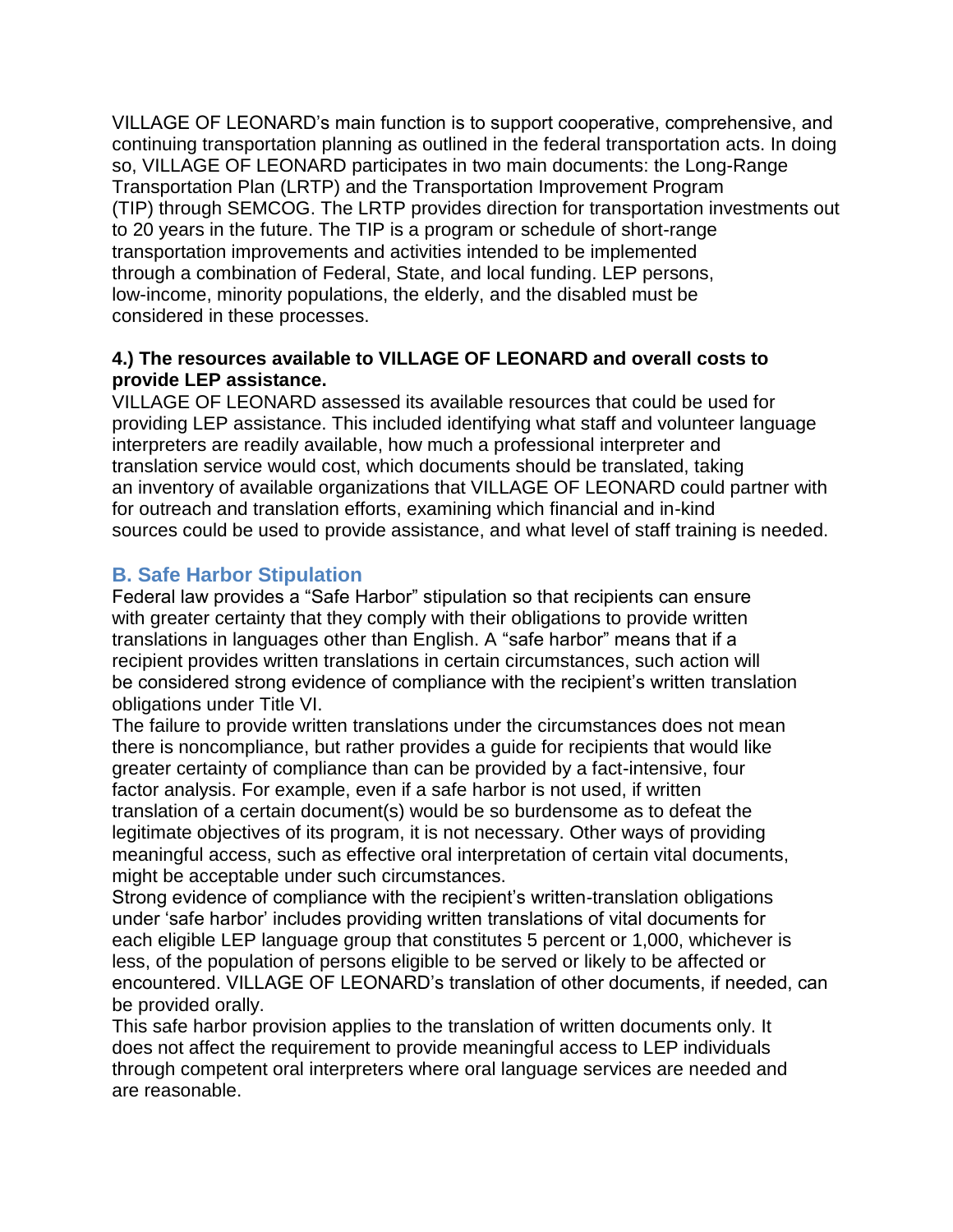VILLAGE OF LEONARD's main function is to support cooperative, comprehensive, and continuing transportation planning as outlined in the federal transportation acts. In doing so, VILLAGE OF LEONARD participates in two main documents: the Long-Range Transportation Plan (LRTP) and the Transportation Improvement Program (TIP) through SEMCOG. The LRTP provides direction for transportation investments out to 20 years in the future. The TIP is a program or schedule of short-range transportation improvements and activities intended to be implemented through a combination of Federal, State, and local funding. LEP persons, low-income, minority populations, the elderly, and the disabled must be considered in these processes.

**4.) The resources available to VILLAGE OF LEONARD and overall costs to provide LEP assistance.**

VILLAGE OF LEONARD assessed its available resources that could be used for providing LEP assistance. This included identifying what staff and volunteer language interpreters are readily available, how much a professional interpreter and translation service would cost, which documents should be translated, taking an inventory of available organizations that VILLAGE OF LEONARD could partner with for outreach and translation efforts, examining which financial and in-kind sources could be used to provide assistance, and what level of staff training is needed.

## B. Safe Harbor Stipulation

Federal law provides a "Safe Harbor" stipulation so that recipients can ensure with greater certainty that they comply with their obligations to provide written translations in languages other than English. A "safe harbor" means that if a recipient provides written translations in certain circumstances, such action will be considered strong evidence of compliance with the recipient's written translation obligations under Title VI.

The failure to provide written translations under the circumstances does not mean there is noncompliance, but rather provides a guide for recipients that would like greater certainty of compliance than can be provided by a fact-intensive, four factor analysis. For example, even if a safe harbor is not used, if written translation of a certain document(s) would be so burdensome as to defeat the legitimate objectives of its program, it is not necessary. Other ways of providing meaningful access, such as effective oral interpretation of certain vital documents, might be acceptable under such circumstances.

Strong evidence of compliance with the recipient's written-translation obligations under 'safe harbor' includes providing written translations of vital documents for each eligible LEP language group that constitutes 5 percent or 1,000, whichever is less, of the population of persons eligible to be served or likely to be affected or encountered. VILLAGE OF LEONARD's translation of other documents, if needed, can be provided orally.

This safe harbor provision applies to the translation of written documents only. It does not affect the requirement to provide meaningful access to LEP individuals through competent oral interpreters where oral language services are needed and are reasonable.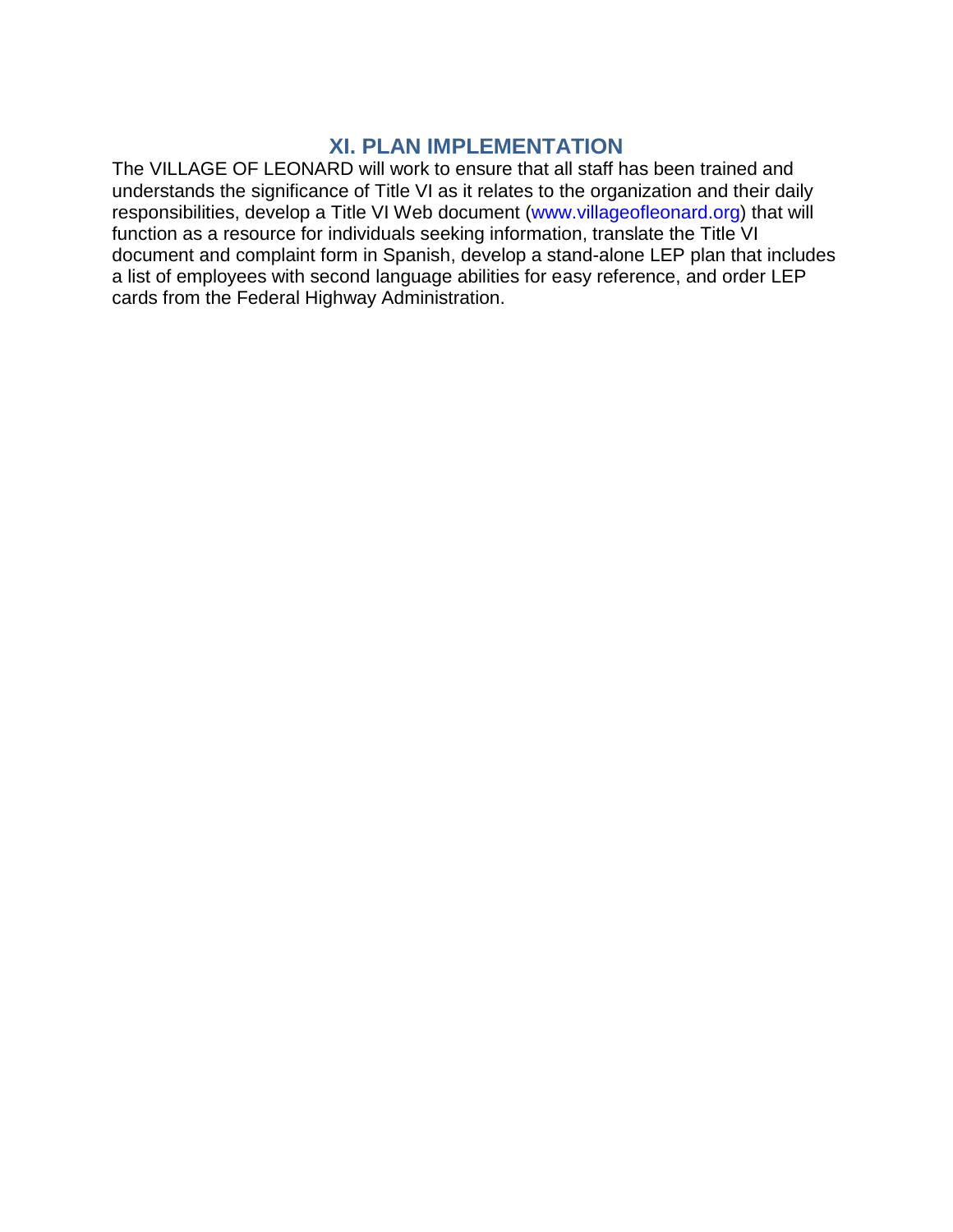## XI. PLAN IMPLEMENTATION

The VILLAGE OF LEONARD will work to ensure that all staff has been trained and understands the significance of Title VI as it relates to the organization and their daily responsibilities, develop a Title VI Web document (www.villageofleonard.org) that will function as a resource for individuals seeking information, translate the Title VI document and complaint form in Spanish, develop a stand-alone LEP plan that includes a list of employees with second language abilities for easy reference, and order LEP cards from the Federal Highway Administration.